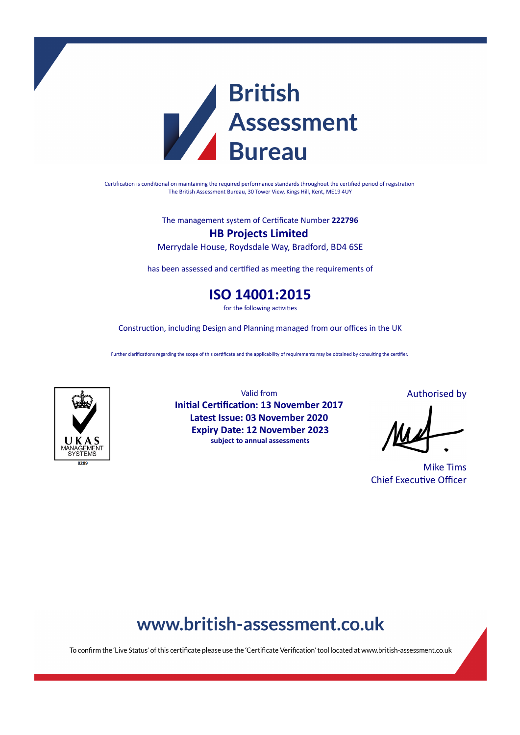# British Assessment Bureau

Certification is conditional on maintaining the required performance standards throughout the certified period of registration
The British Assessment Bureau, 30 Tower View, Kings Hill, Kent, ME19 4UY

The management system of Certificate Number **222796**

## HB Projects Limited

Merrydale House, Roydsdale Way, Bradford, BD4 6SE

has been assessed and certified as meeting the requirements of

## ISO 14001:2015

for the following activities

Construction, including Design and Planning managed from our offices in the UK

Further clarifications regarding the scope of this certificate and the applicability of requirements may be obtained by consulting the certifier.

UKAS MANAGEMENT SYSTEMS
8289

Valid from
**Initial Certification: 13 November 2017**
**Latest Issue: 03 November 2020**
**Expiry Date: 12 November 2023**
**subject to annual assessments**

Authorised by

Mike Tims
Chief Executive Officer

## www.british-assessment.co.uk

To confirm the 'Live Status' of this certificate please use the 'Certificate Verification' tool located at www.british-assessment.co.uk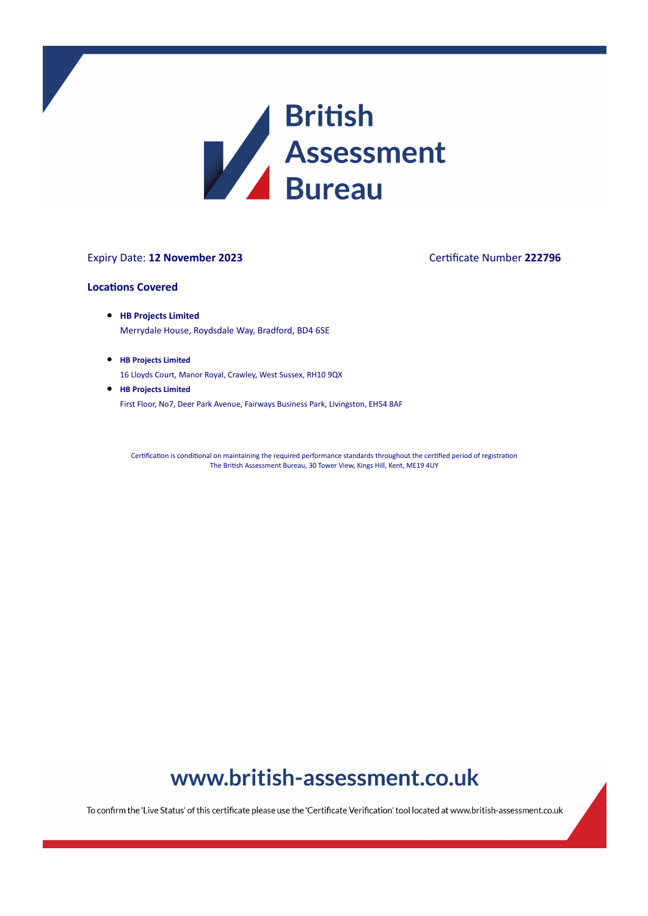# British Assessment Bureau

Expiry Date: **12 November 2023**

Certificate Number **222796**

**Locations Covered**

- **HB Projects Limited**
  Merrydale House, Roydsdale Way, Bradford, BD4 6SE

- **HB Projects Limited**
  16 Lloyds Court, Manor Royal, Crawley, West Sussex, RH10 9QX

- **HB Projects Limited**
  First Floor, No7, Deer Park Avenue, Fairways Business Park, Livingston, EH54 8AF

Certification is conditional on maintaining the required performance standards throughout the certified period of registration
The British Assessment Bureau, 30 Tower View, Kings Hill, Kent, ME19 4UY

## www.british-assessment.co.uk

To confirm the 'Live Status' of this certificate please use the 'Certificate Verification' tool located at www.british-assessment.co.uk